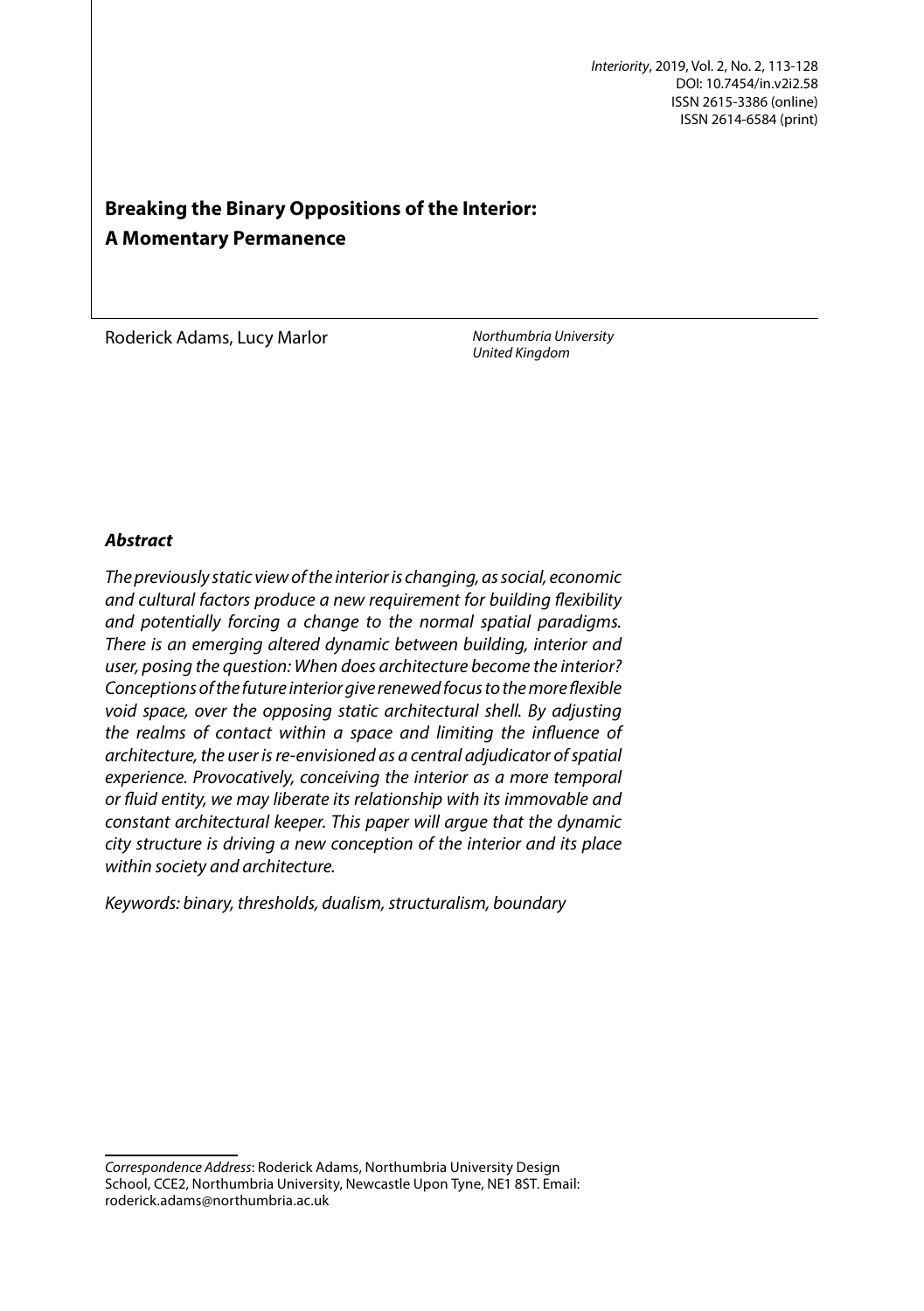Interiority, 2019, Vol. 2, No. 2, 113-128
DOI: 10.7454/in.v2i2.58
ISSN 2615-3386 (online)
ISSN 2614-6584 (print)

# Breaking the Binary Oppositions of the Interior: A Momentary Permanence

Roderick Adams, Lucy Marlor

*Northumbria University*
*United Kingdom*

### *Abstract*

*The previously static view of the interior is changing, as social, economic and cultural factors produce a new requirement for building flexibility and potentially forcing a change to the normal spatial paradigms. There is an emerging altered dynamic between building, interior and user, posing the question: When does architecture become the interior? Conceptions of the future interior give renewed focus to the more flexible void space, over the opposing static architectural shell. By adjusting the realms of contact within a space and limiting the influence of architecture, the user is re-envisioned as a central adjudicator of spatial experience. Provocatively, conceiving the interior as a more temporal or fluid entity, we may liberate its relationship with its immovable and constant architectural keeper. This paper will argue that the dynamic city structure is driving a new conception of the interior and its place within society and architecture.*

*Keywords: binary, thresholds, dualism, structuralism, boundary*

---

*Correspondence Address*: Roderick Adams, Northumbria University Design School, CCE2, Northumbria University, Newcastle Upon Tyne, NE1 8ST. Email: roderick.adams@northumbria.ac.uk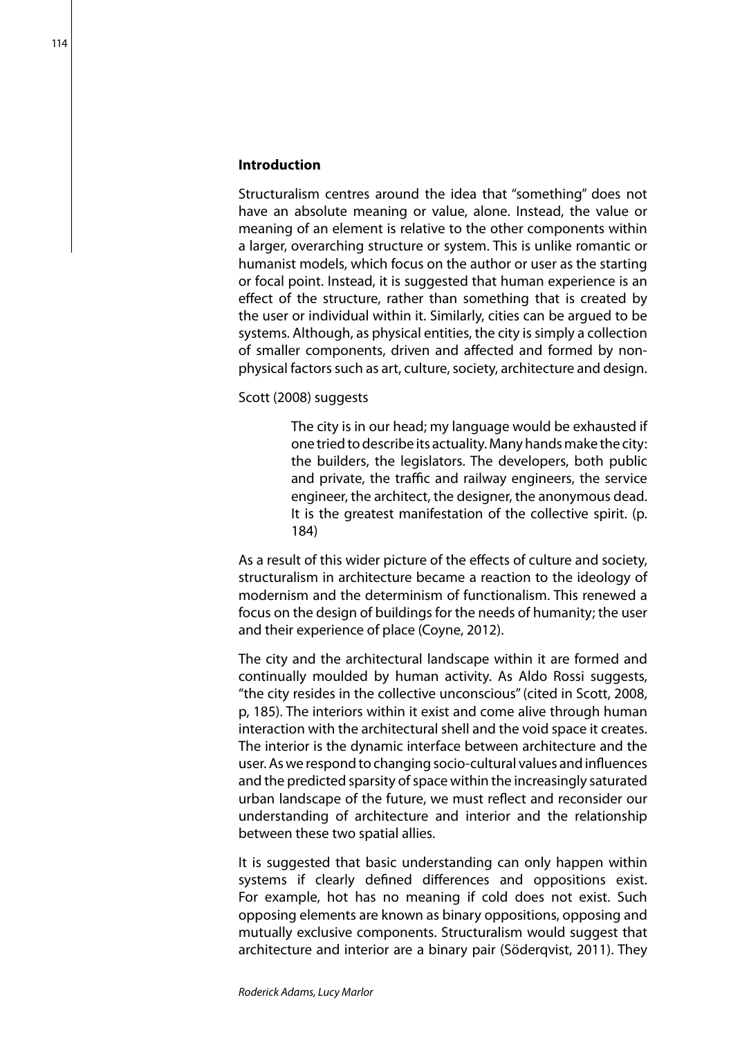### Introduction

Structuralism centres around the idea that "something" does not have an absolute meaning or value, alone. Instead, the value or meaning of an element is relative to the other components within a larger, overarching structure or system. This is unlike romantic or humanist models, which focus on the author or user as the starting or focal point. Instead, it is suggested that human experience is an effect of the structure, rather than something that is created by the user or individual within it. Similarly, cities can be argued to be systems. Although, as physical entities, the city is simply a collection of smaller components, driven and affected and formed by non-physical factors such as art, culture, society, architecture and design.

Scott (2008) suggests

> The city is in our head; my language would be exhausted if one tried to describe its actuality. Many hands make the city: the builders, the legislators. The developers, both public and private, the traffic and railway engineers, the service engineer, the architect, the designer, the anonymous dead. It is the greatest manifestation of the collective spirit. (p. 184)

As a result of this wider picture of the effects of culture and society, structuralism in architecture became a reaction to the ideology of modernism and the determinism of functionalism. This renewed a focus on the design of buildings for the needs of humanity; the user and their experience of place (Coyne, 2012).

The city and the architectural landscape within it are formed and continually moulded by human activity. As Aldo Rossi suggests, "the city resides in the collective unconscious" (cited in Scott, 2008, p, 185). The interiors within it exist and come alive through human interaction with the architectural shell and the void space it creates. The interior is the dynamic interface between architecture and the user. As we respond to changing socio-cultural values and influences and the predicted sparsity of space within the increasingly saturated urban landscape of the future, we must reflect and reconsider our understanding of architecture and interior and the relationship between these two spatial allies.

It is suggested that basic understanding can only happen within systems if clearly defined differences and oppositions exist. For example, hot has no meaning if cold does not exist. Such opposing elements are known as binary oppositions, opposing and mutually exclusive components. Structuralism would suggest that architecture and interior are a binary pair (Söderqvist, 2011). They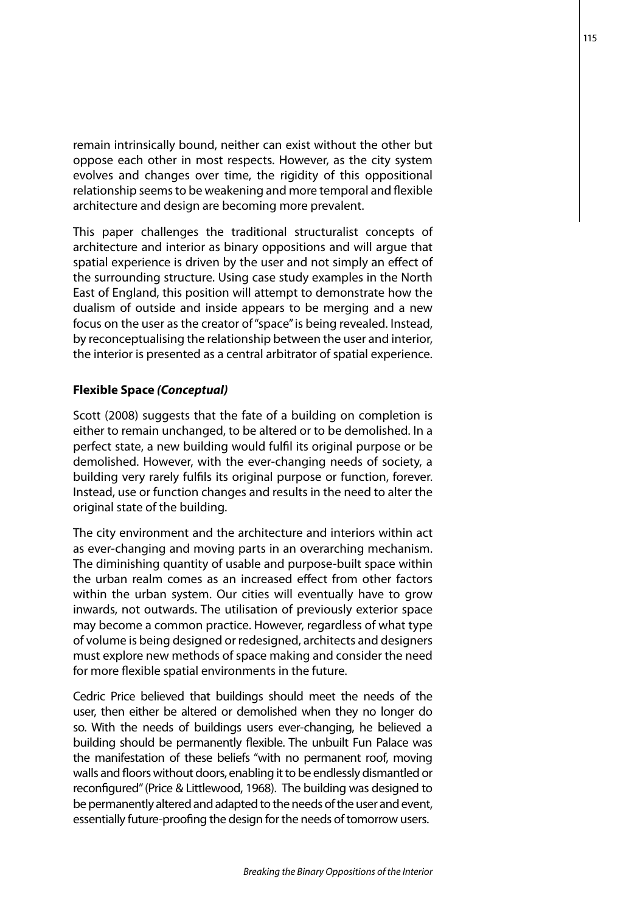remain intrinsically bound, neither can exist without the other but oppose each other in most respects. However, as the city system evolves and changes over time, the rigidity of this oppositional relationship seems to be weakening and more temporal and flexible architecture and design are becoming more prevalent.

This paper challenges the traditional structuralist concepts of architecture and interior as binary oppositions and will argue that spatial experience is driven by the user and not simply an effect of the surrounding structure. Using case study examples in the North East of England, this position will attempt to demonstrate how the dualism of outside and inside appears to be merging and a new focus on the user as the creator of "space" is being revealed. Instead, by reconceptualising the relationship between the user and interior, the interior is presented as a central arbitrator of spatial experience.

### Flexible Space *(Conceptual)*

Scott (2008) suggests that the fate of a building on completion is either to remain unchanged, to be altered or to be demolished. In a perfect state, a new building would fulfil its original purpose or be demolished. However, with the ever-changing needs of society, a building very rarely fulfils its original purpose or function, forever. Instead, use or function changes and results in the need to alter the original state of the building.

The city environment and the architecture and interiors within act as ever-changing and moving parts in an overarching mechanism. The diminishing quantity of usable and purpose-built space within the urban realm comes as an increased effect from other factors within the urban system. Our cities will eventually have to grow inwards, not outwards. The utilisation of previously exterior space may become a common practice. However, regardless of what type of volume is being designed or redesigned, architects and designers must explore new methods of space making and consider the need for more flexible spatial environments in the future.

Cedric Price believed that buildings should meet the needs of the user, then either be altered or demolished when they no longer do so. With the needs of buildings users ever-changing, he believed a building should be permanently flexible. The unbuilt Fun Palace was the manifestation of these beliefs "with no permanent roof, moving walls and floors without doors, enabling it to be endlessly dismantled or reconfigured" (Price & Littlewood, 1968). The building was designed to be permanently altered and adapted to the needs of the user and event, essentially future-proofing the design for the needs of tomorrow users.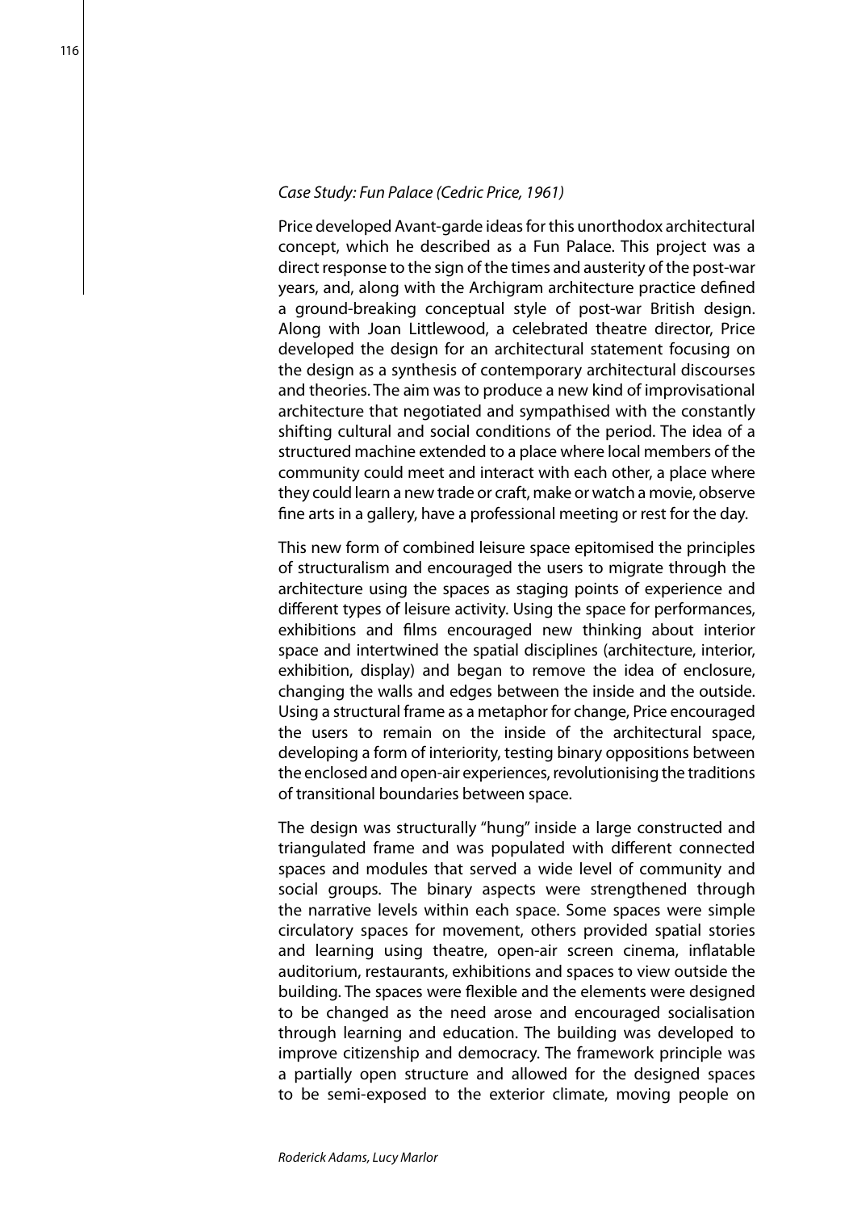*Case Study: Fun Palace (Cedric Price, 1961)*

Price developed Avant-garde ideas for this unorthodox architectural concept, which he described as a Fun Palace. This project was a direct response to the sign of the times and austerity of the post-war years, and, along with the Archigram architecture practice defined a ground-breaking conceptual style of post-war British design. Along with Joan Littlewood, a celebrated theatre director, Price developed the design for an architectural statement focusing on the design as a synthesis of contemporary architectural discourses and theories. The aim was to produce a new kind of improvisational architecture that negotiated and sympathised with the constantly shifting cultural and social conditions of the period. The idea of a structured machine extended to a place where local members of the community could meet and interact with each other, a place where they could learn a new trade or craft, make or watch a movie, observe fine arts in a gallery, have a professional meeting or rest for the day.

This new form of combined leisure space epitomised the principles of structuralism and encouraged the users to migrate through the architecture using the spaces as staging points of experience and different types of leisure activity. Using the space for performances, exhibitions and films encouraged new thinking about interior space and intertwined the spatial disciplines (architecture, interior, exhibition, display) and began to remove the idea of enclosure, changing the walls and edges between the inside and the outside. Using a structural frame as a metaphor for change, Price encouraged the users to remain on the inside of the architectural space, developing a form of interiority, testing binary oppositions between the enclosed and open-air experiences, revolutionising the traditions of transitional boundaries between space.

The design was structurally "hung" inside a large constructed and triangulated frame and was populated with different connected spaces and modules that served a wide level of community and social groups. The binary aspects were strengthened through the narrative levels within each space. Some spaces were simple circulatory spaces for movement, others provided spatial stories and learning using theatre, open-air screen cinema, inflatable auditorium, restaurants, exhibitions and spaces to view outside the building. The spaces were flexible and the elements were designed to be changed as the need arose and encouraged socialisation through learning and education. The building was developed to improve citizenship and democracy. The framework principle was a partially open structure and allowed for the designed spaces to be semi-exposed to the exterior climate, moving people on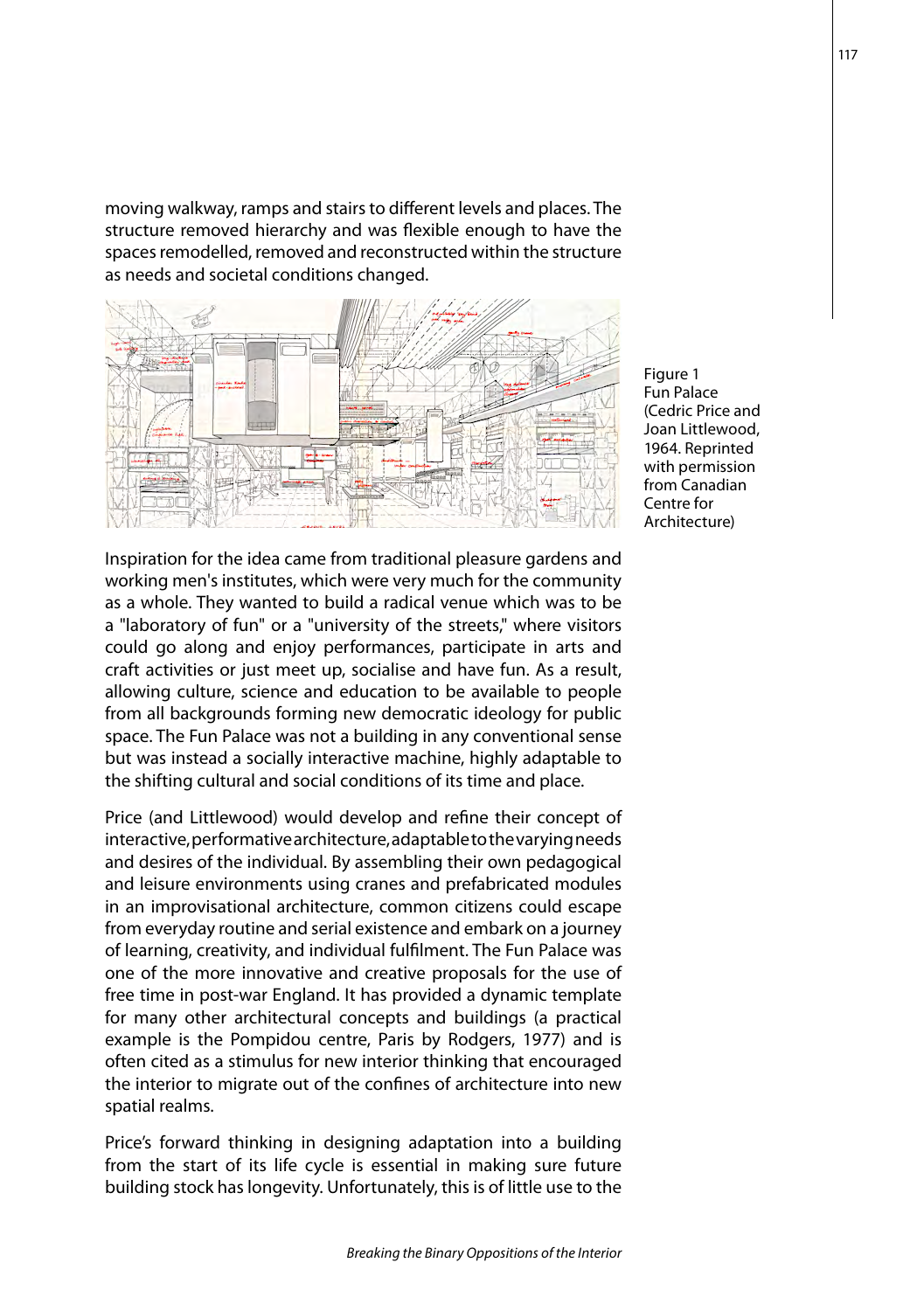moving walkway, ramps and stairs to different levels and places. The structure removed hierarchy and was flexible enough to have the spaces remodelled, removed and reconstructed within the structure as needs and societal conditions changed.

Figure 1
Fun Palace (Cedric Price and Joan Littlewood, 1964. Reprinted with permission from Canadian Centre for Architecture)

Inspiration for the idea came from traditional pleasure gardens and working men's institutes, which were very much for the community as a whole. They wanted to build a radical venue which was to be a "laboratory of fun" or a "university of the streets," where visitors could go along and enjoy performances, participate in arts and craft activities or just meet up, socialise and have fun. As a result, allowing culture, science and education to be available to people from all backgrounds forming new democratic ideology for public space. The Fun Palace was not a building in any conventional sense but was instead a socially interactive machine, highly adaptable to the shifting cultural and social conditions of its time and place.

Price (and Littlewood) would develop and refine their concept of interactive, performative architecture, adaptable to the varying needs and desires of the individual. By assembling their own pedagogical and leisure environments using cranes and prefabricated modules in an improvisational architecture, common citizens could escape from everyday routine and serial existence and embark on a journey of learning, creativity, and individual fulfilment. The Fun Palace was one of the more innovative and creative proposals for the use of free time in post-war England. It has provided a dynamic template for many other architectural concepts and buildings (a practical example is the Pompidou centre, Paris by Rodgers, 1977) and is often cited as a stimulus for new interior thinking that encouraged the interior to migrate out of the confines of architecture into new spatial realms.

Price's forward thinking in designing adaptation into a building from the start of its life cycle is essential in making sure future building stock has longevity. Unfortunately, this is of little use to the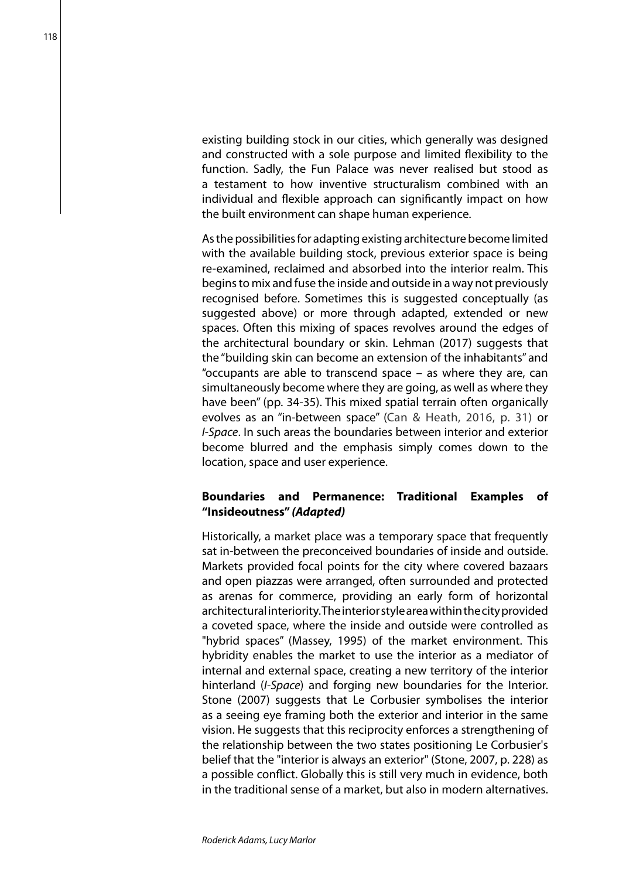existing building stock in our cities, which generally was designed and constructed with a sole purpose and limited flexibility to the function. Sadly, the Fun Palace was never realised but stood as a testament to how inventive structuralism combined with an individual and flexible approach can significantly impact on how the built environment can shape human experience.

As the possibilities for adapting existing architecture become limited with the available building stock, previous exterior space is being re-examined, reclaimed and absorbed into the interior realm. This begins to mix and fuse the inside and outside in a way not previously recognised before. Sometimes this is suggested conceptually (as suggested above) or more through adapted, extended or new spaces. Often this mixing of spaces revolves around the edges of the architectural boundary or skin. Lehman (2017) suggests that the "building skin can become an extension of the inhabitants" and "occupants are able to transcend space – as where they are, can simultaneously become where they are going, as well as where they have been" (pp. 34-35). This mixed spatial terrain often organically evolves as an "in-between space" (Can & Heath, 2016, p. 31) or *I-Space*. In such areas the boundaries between interior and exterior become blurred and the emphasis simply comes down to the location, space and user experience.

### Boundaries and Permanence: Traditional Examples of "Insideoutness" *(Adapted)*

Historically, a market place was a temporary space that frequently sat in-between the preconceived boundaries of inside and outside. Markets provided focal points for the city where covered bazaars and open piazzas were arranged, often surrounded and protected as arenas for commerce, providing an early form of horizontal architectural interiority. The interior style area within the city provided a coveted space, where the inside and outside were controlled as "hybrid spaces" (Massey, 1995) of the market environment. This hybridity enables the market to use the interior as a mediator of internal and external space, creating a new territory of the interior hinterland (*I-Space*) and forging new boundaries for the Interior. Stone (2007) suggests that Le Corbusier symbolises the interior as a seeing eye framing both the exterior and interior in the same vision. He suggests that this reciprocity enforces a strengthening of the relationship between the two states positioning Le Corbusier's belief that the "interior is always an exterior" (Stone, 2007, p. 228) as a possible conflict. Globally this is still very much in evidence, both in the traditional sense of a market, but also in modern alternatives.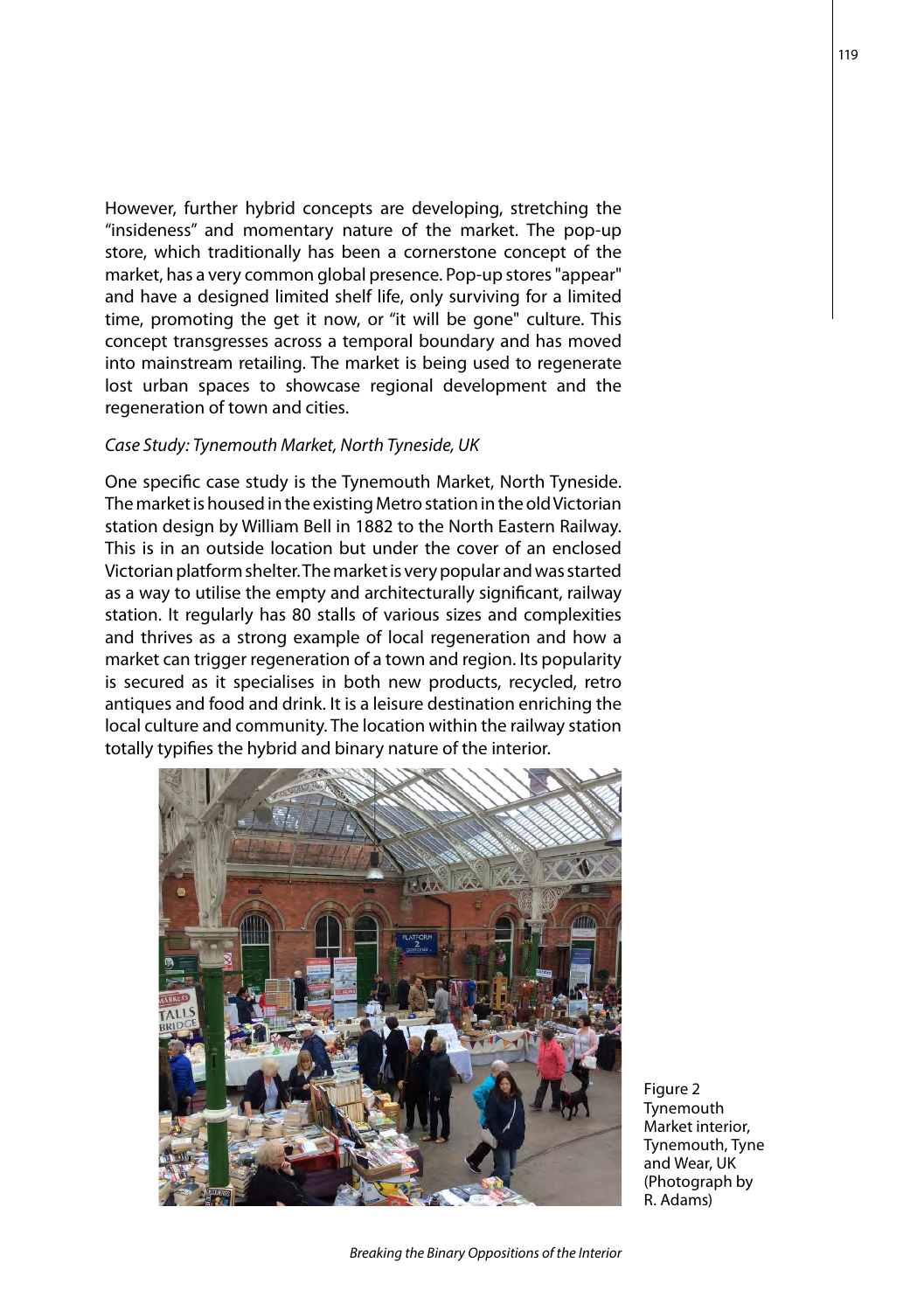However, further hybrid concepts are developing, stretching the "insideness" and momentary nature of the market. The pop-up store, which traditionally has been a cornerstone concept of the market, has a very common global presence. Pop-up stores "appear" and have a designed limited shelf life, only surviving for a limited time, promoting the get it now, or "it will be gone" culture. This concept transgresses across a temporal boundary and has moved into mainstream retailing. The market is being used to regenerate lost urban spaces to showcase regional development and the regeneration of town and cities.

*Case Study: Tynemouth Market, North Tyneside, UK*

One specific case study is the Tynemouth Market, North Tyneside. The market is housed in the existing Metro station in the old Victorian station design by William Bell in 1882 to the North Eastern Railway. This is in an outside location but under the cover of an enclosed Victorian platform shelter. The market is very popular and was started as a way to utilise the empty and architecturally significant, railway station. It regularly has 80 stalls of various sizes and complexities and thrives as a strong example of local regeneration and how a market can trigger regeneration of a town and region. Its popularity is secured as it specialises in both new products, recycled, retro antiques and food and drink. It is a leisure destination enriching the local culture and community. The location within the railway station totally typifies the hybrid and binary nature of the interior.

Figure 2
Tynemouth Market interior, Tynemouth, Tyne and Wear, UK
(Photograph by R. Adams)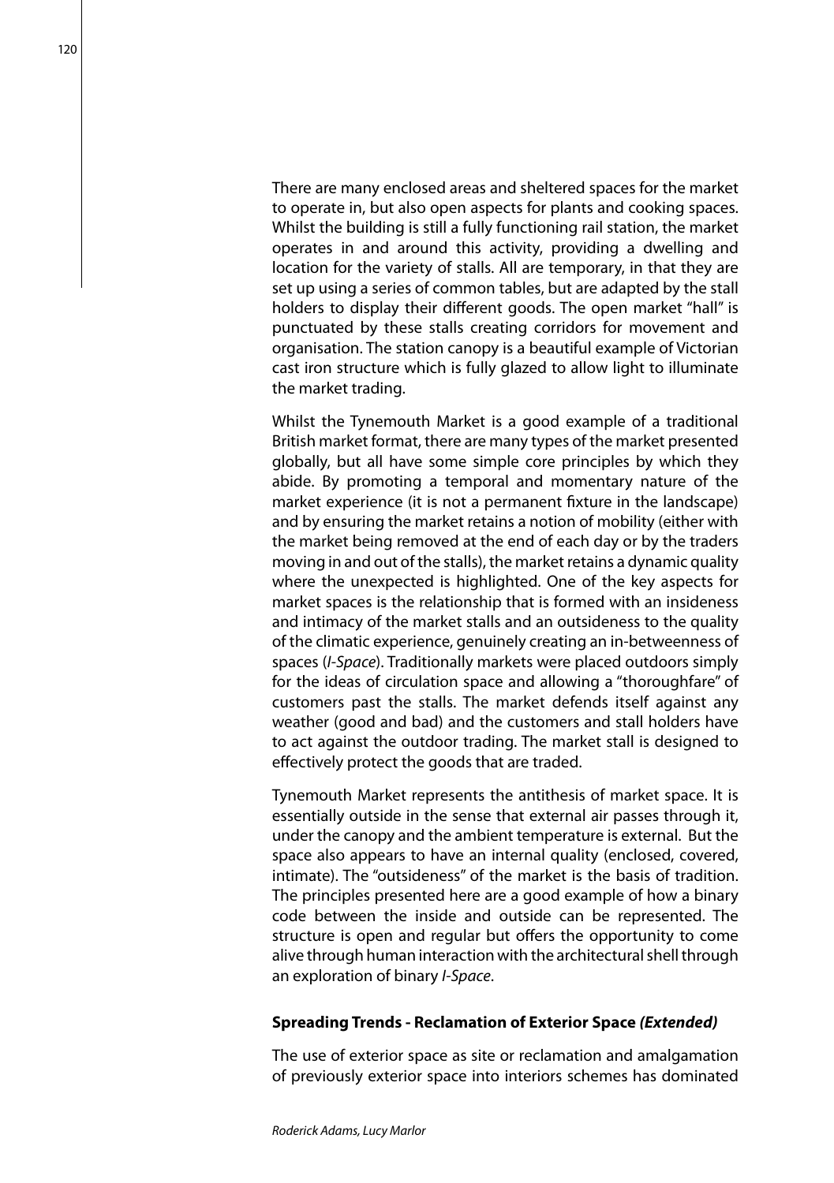There are many enclosed areas and sheltered spaces for the market to operate in, but also open aspects for plants and cooking spaces. Whilst the building is still a fully functioning rail station, the market operates in and around this activity, providing a dwelling and location for the variety of stalls. All are temporary, in that they are set up using a series of common tables, but are adapted by the stall holders to display their different goods. The open market "hall" is punctuated by these stalls creating corridors for movement and organisation. The station canopy is a beautiful example of Victorian cast iron structure which is fully glazed to allow light to illuminate the market trading.

Whilst the Tynemouth Market is a good example of a traditional British market format, there are many types of the market presented globally, but all have some simple core principles by which they abide. By promoting a temporal and momentary nature of the market experience (it is not a permanent fixture in the landscape) and by ensuring the market retains a notion of mobility (either with the market being removed at the end of each day or by the traders moving in and out of the stalls), the market retains a dynamic quality where the unexpected is highlighted. One of the key aspects for market spaces is the relationship that is formed with an insideness and intimacy of the market stalls and an outsideness to the quality of the climatic experience, genuinely creating an in-betweenness of spaces (*I-Space*). Traditionally markets were placed outdoors simply for the ideas of circulation space and allowing a "thoroughfare" of customers past the stalls. The market defends itself against any weather (good and bad) and the customers and stall holders have to act against the outdoor trading. The market stall is designed to effectively protect the goods that are traded.

Tynemouth Market represents the antithesis of market space. It is essentially outside in the sense that external air passes through it, under the canopy and the ambient temperature is external. But the space also appears to have an internal quality (enclosed, covered, intimate). The "outsideness" of the market is the basis of tradition. The principles presented here are a good example of how a binary code between the inside and outside can be represented. The structure is open and regular but offers the opportunity to come alive through human interaction with the architectural shell through an exploration of binary *I-Space*.

#### Spreading Trends - Reclamation of Exterior Space *(Extended)*

The use of exterior space as site or reclamation and amalgamation of previously exterior space into interiors schemes has dominated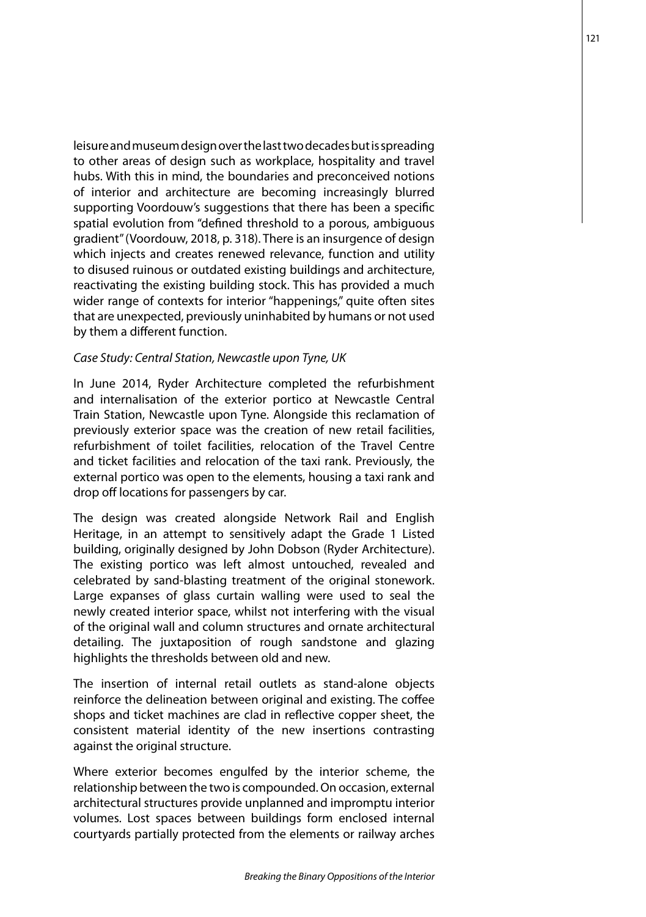leisure and museum design over the last two decades but is spreading to other areas of design such as workplace, hospitality and travel hubs. With this in mind, the boundaries and preconceived notions of interior and architecture are becoming increasingly blurred supporting Voordouw's suggestions that there has been a specific spatial evolution from "defined threshold to a porous, ambiguous gradient" (Voordouw, 2018, p. 318). There is an insurgence of design which injects and creates renewed relevance, function and utility to disused ruinous or outdated existing buildings and architecture, reactivating the existing building stock. This has provided a much wider range of contexts for interior "happenings," quite often sites that are unexpected, previously uninhabited by humans or not used by them a different function.

*Case Study: Central Station, Newcastle upon Tyne, UK*

In June 2014, Ryder Architecture completed the refurbishment and internalisation of the exterior portico at Newcastle Central Train Station, Newcastle upon Tyne. Alongside this reclamation of previously exterior space was the creation of new retail facilities, refurbishment of toilet facilities, relocation of the Travel Centre and ticket facilities and relocation of the taxi rank. Previously, the external portico was open to the elements, housing a taxi rank and drop off locations for passengers by car.

The design was created alongside Network Rail and English Heritage, in an attempt to sensitively adapt the Grade 1 Listed building, originally designed by John Dobson (Ryder Architecture). The existing portico was left almost untouched, revealed and celebrated by sand-blasting treatment of the original stonework. Large expanses of glass curtain walling were used to seal the newly created interior space, whilst not interfering with the visual of the original wall and column structures and ornate architectural detailing. The juxtaposition of rough sandstone and glazing highlights the thresholds between old and new.

The insertion of internal retail outlets as stand-alone objects reinforce the delineation between original and existing. The coffee shops and ticket machines are clad in reflective copper sheet, the consistent material identity of the new insertions contrasting against the original structure.

Where exterior becomes engulfed by the interior scheme, the relationship between the two is compounded. On occasion, external architectural structures provide unplanned and impromptu interior volumes. Lost spaces between buildings form enclosed internal courtyards partially protected from the elements or railway arches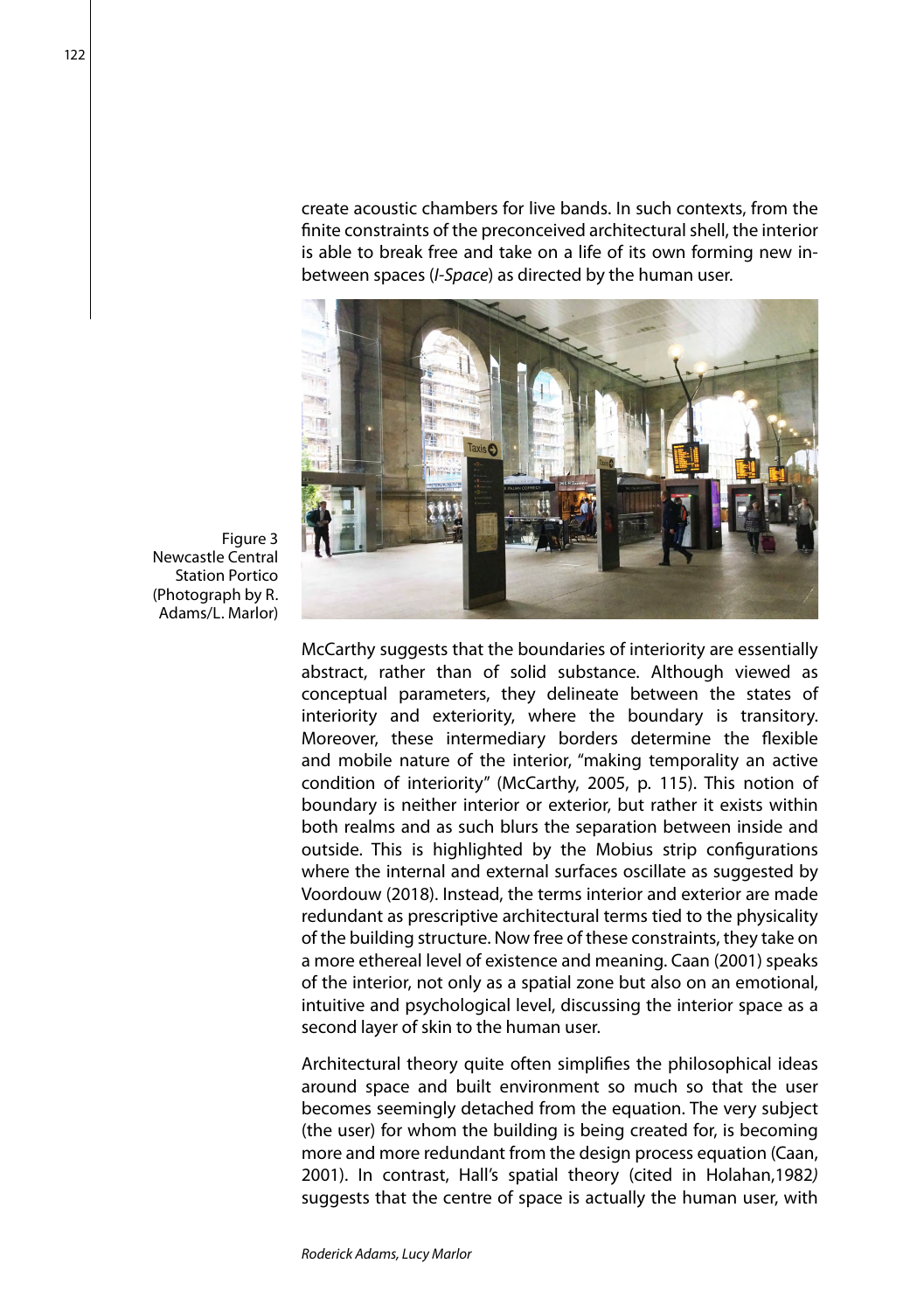create acoustic chambers for live bands. In such contexts, from the finite constraints of the preconceived architectural shell, the interior is able to break free and take on a life of its own forming new in-between spaces (*I-Space*) as directed by the human user.

Figure 3
Newcastle Central Station Portico (Photograph by R. Adams/L. Marlor)

McCarthy suggests that the boundaries of interiority are essentially abstract, rather than of solid substance. Although viewed as conceptual parameters, they delineate between the states of interiority and exteriority, where the boundary is transitory. Moreover, these intermediary borders determine the flexible and mobile nature of the interior, "making temporality an active condition of interiority" (McCarthy, 2005, p. 115). This notion of boundary is neither interior or exterior, but rather it exists within both realms and as such blurs the separation between inside and outside. This is highlighted by the Mobius strip configurations where the internal and external surfaces oscillate as suggested by Voordouw (2018). Instead, the terms interior and exterior are made redundant as prescriptive architectural terms tied to the physicality of the building structure. Now free of these constraints, they take on a more ethereal level of existence and meaning. Caan (2001) speaks of the interior, not only as a spatial zone but also on an emotional, intuitive and psychological level, discussing the interior space as a second layer of skin to the human user.

Architectural theory quite often simplifies the philosophical ideas around space and built environment so much so that the user becomes seemingly detached from the equation. The very subject (the user) for whom the building is being created for, is becoming more and more redundant from the design process equation (Caan, 2001). In contrast, Hall's spatial theory (cited in Holahan,1982*)* suggests that the centre of space is actually the human user, with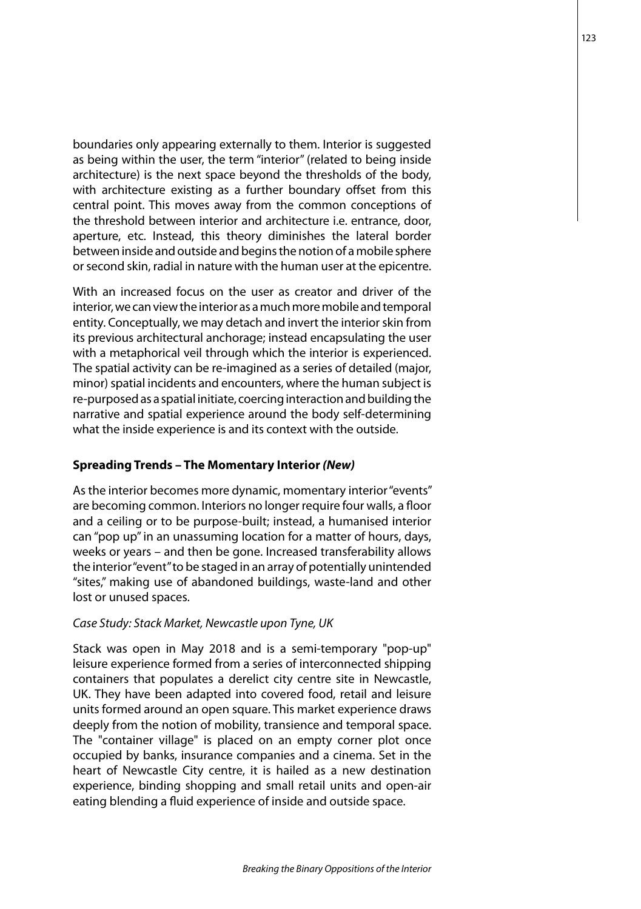boundaries only appearing externally to them. Interior is suggested as being within the user, the term "interior" (related to being inside architecture) is the next space beyond the thresholds of the body, with architecture existing as a further boundary offset from this central point. This moves away from the common conceptions of the threshold between interior and architecture i.e. entrance, door, aperture, etc. Instead, this theory diminishes the lateral border between inside and outside and begins the notion of a mobile sphere or second skin, radial in nature with the human user at the epicentre.

With an increased focus on the user as creator and driver of the interior, we can view the interior as a much more mobile and temporal entity. Conceptually, we may detach and invert the interior skin from its previous architectural anchorage; instead encapsulating the user with a metaphorical veil through which the interior is experienced. The spatial activity can be re-imagined as a series of detailed (major, minor) spatial incidents and encounters, where the human subject is re-purposed as a spatial initiate, coercing interaction and building the narrative and spatial experience around the body self-determining what the inside experience is and its context with the outside.

### Spreading Trends – The Momentary Interior *(New)*

As the interior becomes more dynamic, momentary interior "events" are becoming common. Interiors no longer require four walls, a floor and a ceiling or to be purpose-built; instead, a humanised interior can "pop up" in an unassuming location for a matter of hours, days, weeks or years – and then be gone. Increased transferability allows the interior "event" to be staged in an array of potentially unintended "sites," making use of abandoned buildings, waste-land and other lost or unused spaces.

*Case Study: Stack Market, Newcastle upon Tyne, UK*

Stack was open in May 2018 and is a semi-temporary "pop-up" leisure experience formed from a series of interconnected shipping containers that populates a derelict city centre site in Newcastle, UK. They have been adapted into covered food, retail and leisure units formed around an open square. This market experience draws deeply from the notion of mobility, transience and temporal space. The "container village" is placed on an empty corner plot once occupied by banks, insurance companies and a cinema. Set in the heart of Newcastle City centre, it is hailed as a new destination experience, binding shopping and small retail units and open-air eating blending a fluid experience of inside and outside space.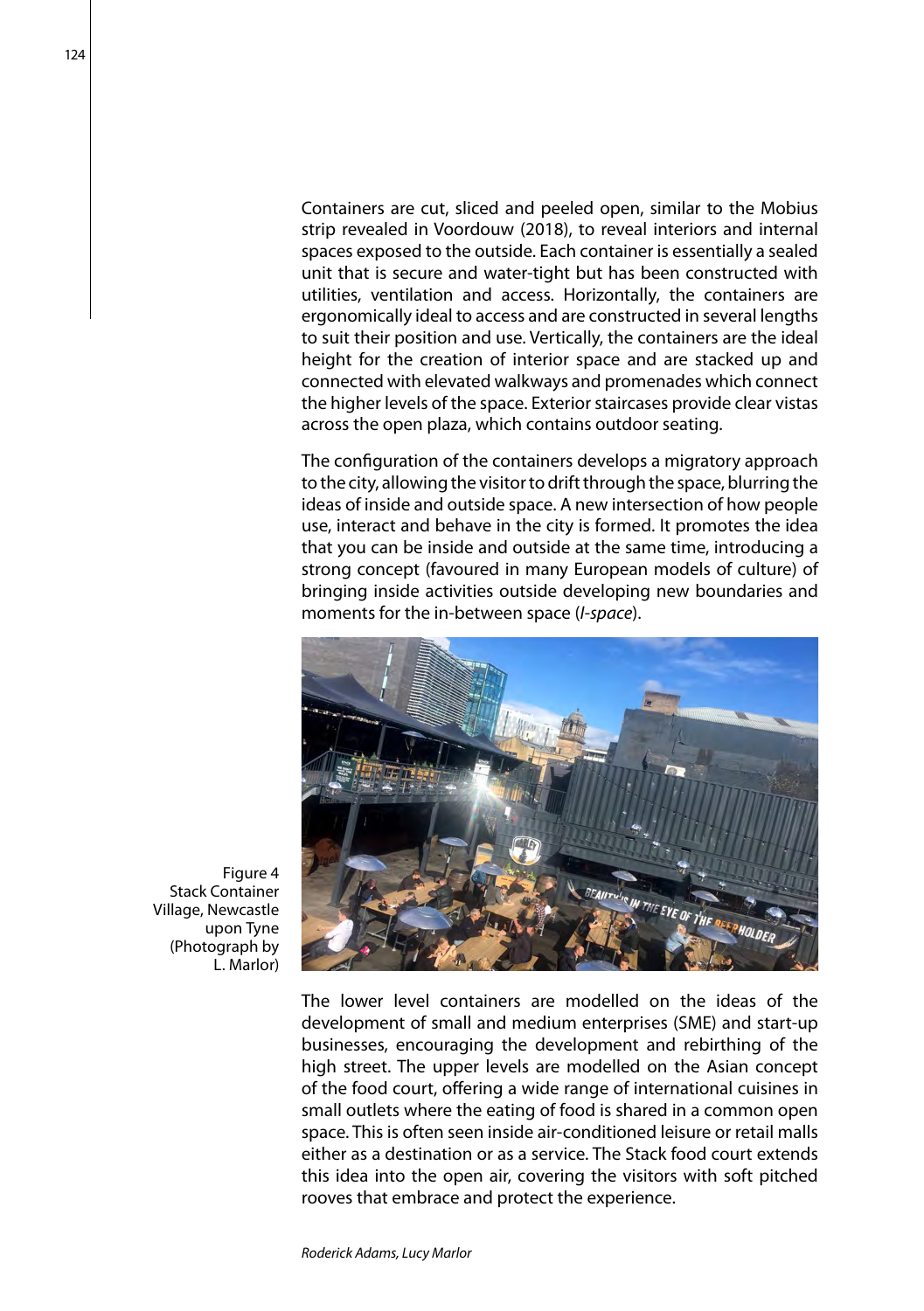Containers are cut, sliced and peeled open, similar to the Mobius strip revealed in Voordouw (2018), to reveal interiors and internal spaces exposed to the outside. Each container is essentially a sealed unit that is secure and water-tight but has been constructed with utilities, ventilation and access. Horizontally, the containers are ergonomically ideal to access and are constructed in several lengths to suit their position and use. Vertically, the containers are the ideal height for the creation of interior space and are stacked up and connected with elevated walkways and promenades which connect the higher levels of the space. Exterior staircases provide clear vistas across the open plaza, which contains outdoor seating.

The configuration of the containers develops a migratory approach to the city, allowing the visitor to drift through the space, blurring the ideas of inside and outside space. A new intersection of how people use, interact and behave in the city is formed. It promotes the idea that you can be inside and outside at the same time, introducing a strong concept (favoured in many European models of culture) of bringing inside activities outside developing new boundaries and moments for the in-between space (*I-space*).

Figure 4
Stack Container Village, Newcastle upon Tyne (Photograph by L. Marlor)

The lower level containers are modelled on the ideas of the development of small and medium enterprises (SME) and start-up businesses, encouraging the development and rebirthing of the high street. The upper levels are modelled on the Asian concept of the food court, offering a wide range of international cuisines in small outlets where the eating of food is shared in a common open space. This is often seen inside air-conditioned leisure or retail malls either as a destination or as a service. The Stack food court extends this idea into the open air, covering the visitors with soft pitched rooves that embrace and protect the experience.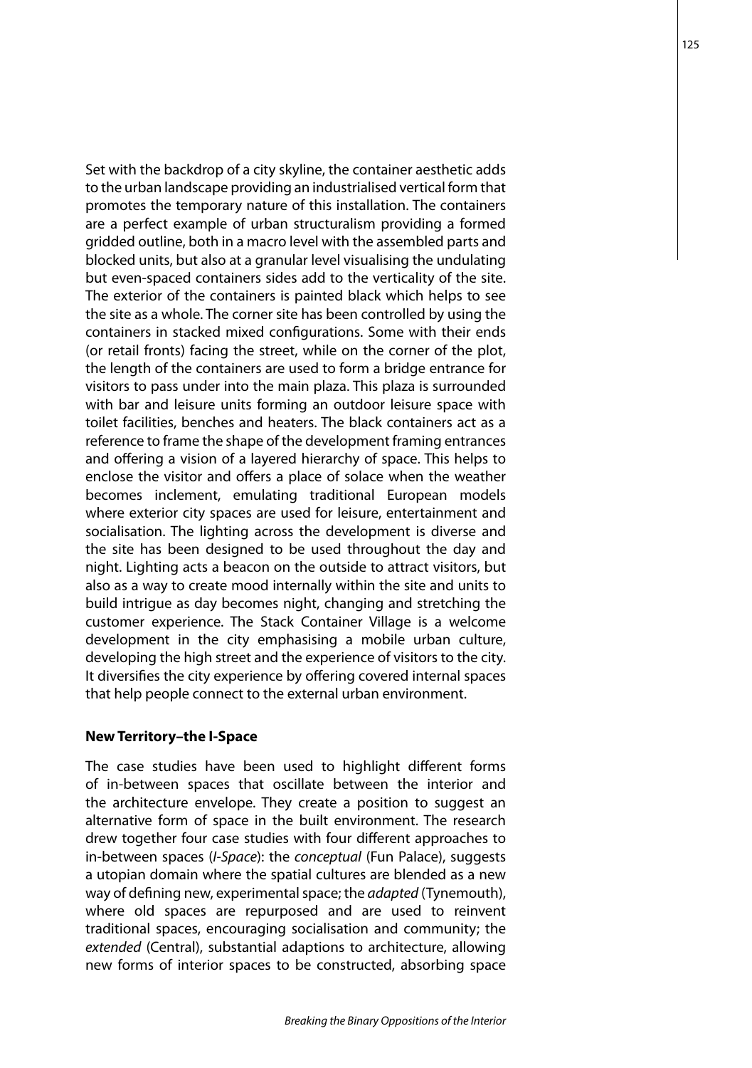Set with the backdrop of a city skyline, the container aesthetic adds to the urban landscape providing an industrialised vertical form that promotes the temporary nature of this installation. The containers are a perfect example of urban structuralism providing a formed gridded outline, both in a macro level with the assembled parts and blocked units, but also at a granular level visualising the undulating but even-spaced containers sides add to the verticality of the site. The exterior of the containers is painted black which helps to see the site as a whole. The corner site has been controlled by using the containers in stacked mixed configurations. Some with their ends (or retail fronts) facing the street, while on the corner of the plot, the length of the containers are used to form a bridge entrance for visitors to pass under into the main plaza. This plaza is surrounded with bar and leisure units forming an outdoor leisure space with toilet facilities, benches and heaters. The black containers act as a reference to frame the shape of the development framing entrances and offering a vision of a layered hierarchy of space. This helps to enclose the visitor and offers a place of solace when the weather becomes inclement, emulating traditional European models where exterior city spaces are used for leisure, entertainment and socialisation. The lighting across the development is diverse and the site has been designed to be used throughout the day and night. Lighting acts a beacon on the outside to attract visitors, but also as a way to create mood internally within the site and units to build intrigue as day becomes night, changing and stretching the customer experience. The Stack Container Village is a welcome development in the city emphasising a mobile urban culture, developing the high street and the experience of visitors to the city. It diversifies the city experience by offering covered internal spaces that help people connect to the external urban environment.

**New Territory–the I-Space**

The case studies have been used to highlight different forms of in-between spaces that oscillate between the interior and the architecture envelope. They create a position to suggest an alternative form of space in the built environment. The research drew together four case studies with four different approaches to in-between spaces (*I-Space*): the *conceptual* (Fun Palace), suggests a utopian domain where the spatial cultures are blended as a new way of defining new, experimental space; the *adapted* (Tynemouth), where old spaces are repurposed and are used to reinvent traditional spaces, encouraging socialisation and community; the *extended* (Central), substantial adaptions to architecture, allowing new forms of interior spaces to be constructed, absorbing space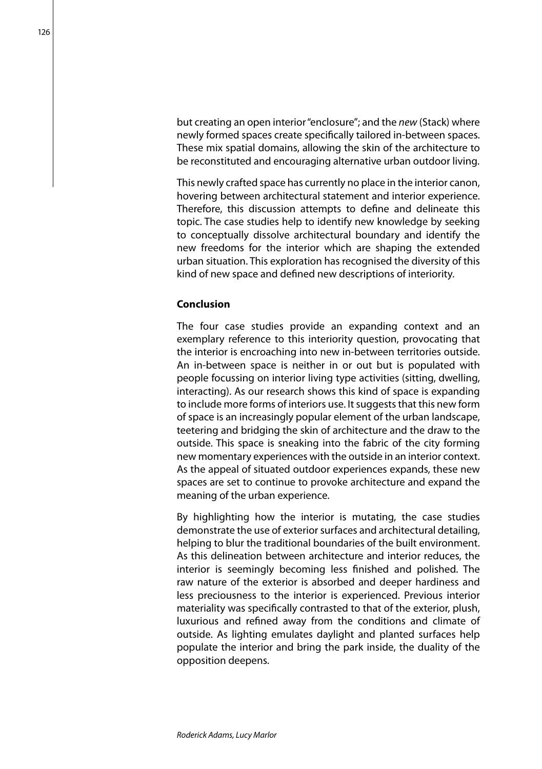but creating an open interior "enclosure"; and the *new* (Stack) where newly formed spaces create specifically tailored in-between spaces. These mix spatial domains, allowing the skin of the architecture to be reconstituted and encouraging alternative urban outdoor living.

This newly crafted space has currently no place in the interior canon, hovering between architectural statement and interior experience. Therefore, this discussion attempts to define and delineate this topic. The case studies help to identify new knowledge by seeking to conceptually dissolve architectural boundary and identify the new freedoms for the interior which are shaping the extended urban situation. This exploration has recognised the diversity of this kind of new space and defined new descriptions of interiority.

## Conclusion

The four case studies provide an expanding context and an exemplary reference to this interiority question, provocating that the interior is encroaching into new in-between territories outside. An in-between space is neither in or out but is populated with people focussing on interior living type activities (sitting, dwelling, interacting). As our research shows this kind of space is expanding to include more forms of interiors use. It suggests that this new form of space is an increasingly popular element of the urban landscape, teetering and bridging the skin of architecture and the draw to the outside. This space is sneaking into the fabric of the city forming new momentary experiences with the outside in an interior context. As the appeal of situated outdoor experiences expands, these new spaces are set to continue to provoke architecture and expand the meaning of the urban experience.

By highlighting how the interior is mutating, the case studies demonstrate the use of exterior surfaces and architectural detailing, helping to blur the traditional boundaries of the built environment. As this delineation between architecture and interior reduces, the interior is seemingly becoming less finished and polished. The raw nature of the exterior is absorbed and deeper hardiness and less preciousness to the interior is experienced. Previous interior materiality was specifically contrasted to that of the exterior, plush, luxurious and refined away from the conditions and climate of outside. As lighting emulates daylight and planted surfaces help populate the interior and bring the park inside, the duality of the opposition deepens.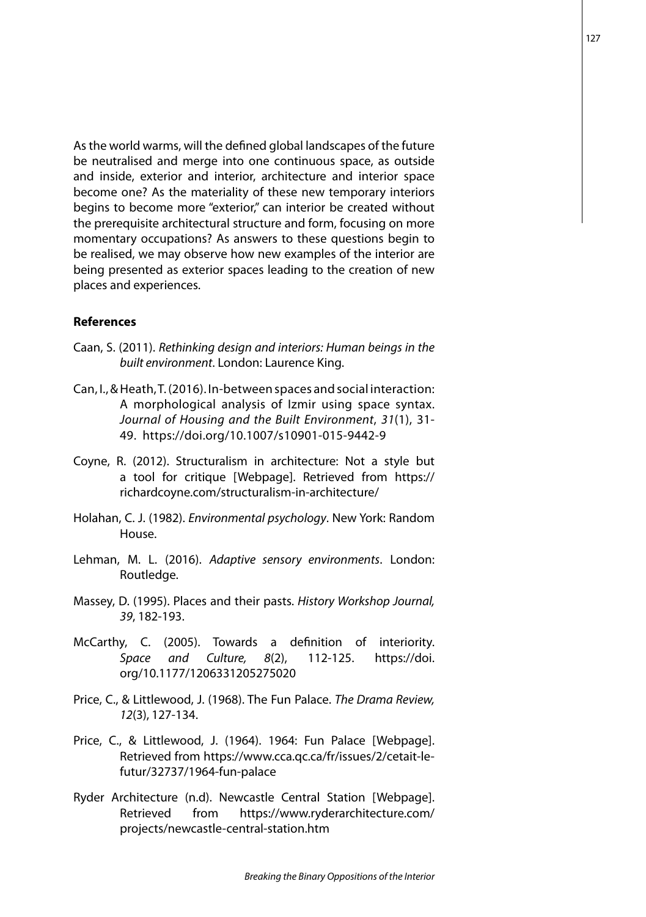As the world warms, will the defined global landscapes of the future be neutralised and merge into one continuous space, as outside and inside, exterior and interior, architecture and interior space become one? As the materiality of these new temporary interiors begins to become more "exterior," can interior be created without the prerequisite architectural structure and form, focusing on more momentary occupations? As answers to these questions begin to be realised, we may observe how new examples of the interior are being presented as exterior spaces leading to the creation of new places and experiences.

## References

Caan, S. (2011). *Rethinking design and interiors: Human beings in the built environment*. London: Laurence King.

Can, I., & Heath, T. (2016). In-between spaces and social interaction: A morphological analysis of Izmir using space syntax. *Journal of Housing and the Built Environment*, *31*(1), 31-49. https://doi.org/10.1007/s10901-015-9442-9

Coyne, R. (2012). Structuralism in architecture: Not a style but a tool for critique [Webpage]. Retrieved from https://richardcoyne.com/structuralism-in-architecture/

Holahan, C. J. (1982). *Environmental psychology*. New York: Random House.

Lehman, M. L. (2016). *Adaptive sensory environments*. London: Routledge.

Massey, D. (1995). Places and their pasts. *History Workshop Journal, 39*, 182-193.

McCarthy, C. (2005). Towards a definition of interiority. *Space and Culture, 8*(2), 112-125. https://doi.org/10.1177/1206331205275020

Price, C., & Littlewood, J. (1968). The Fun Palace. *The Drama Review, 12*(3), 127-134.

Price, C., & Littlewood, J. (1964). 1964: Fun Palace [Webpage]. Retrieved from https://www.cca.qc.ca/fr/issues/2/cetait-le-futur/32737/1964-fun-palace

Ryder Architecture (n.d). Newcastle Central Station [Webpage]. Retrieved from https://www.ryderarchitecture.com/projects/newcastle-central-station.htm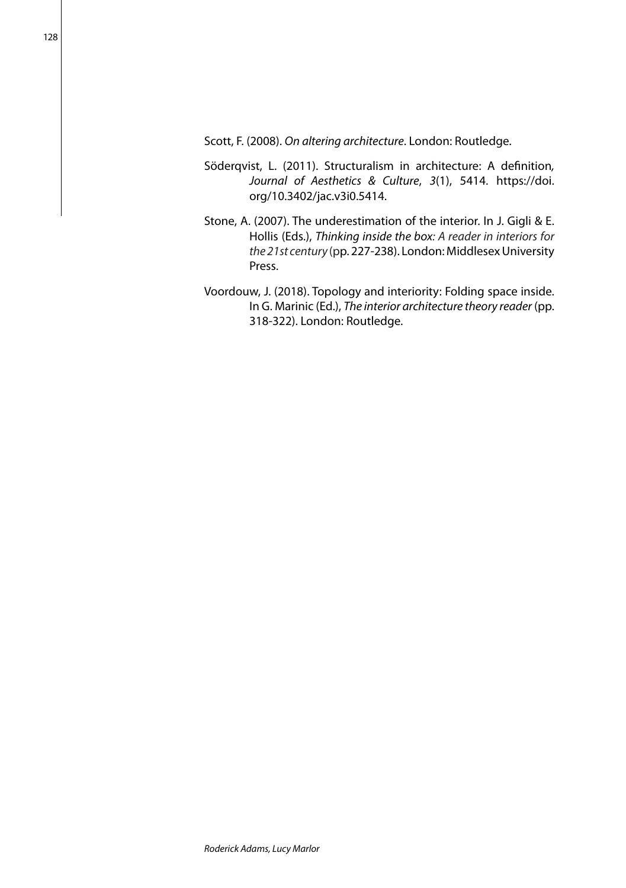Scott, F. (2008). *On altering architecture*. London: Routledge.

Söderqvist, L. (2011). Structuralism in architecture: A definition, *Journal of Aesthetics & Culture*, *3*(1), 5414. https://doi.org/10.3402/jac.v3i0.5414.

Stone, A. (2007). The underestimation of the interior. In J. Gigli & E. Hollis (Eds.), *Thinking inside the box: A reader in interiors for the 21st century* (pp. 227-238). London: Middlesex University Press.

Voordouw, J. (2018). Topology and interiority: Folding space inside. In G. Marinic (Ed.), *The interior architecture theory reader* (pp. 318-322). London: Routledge.